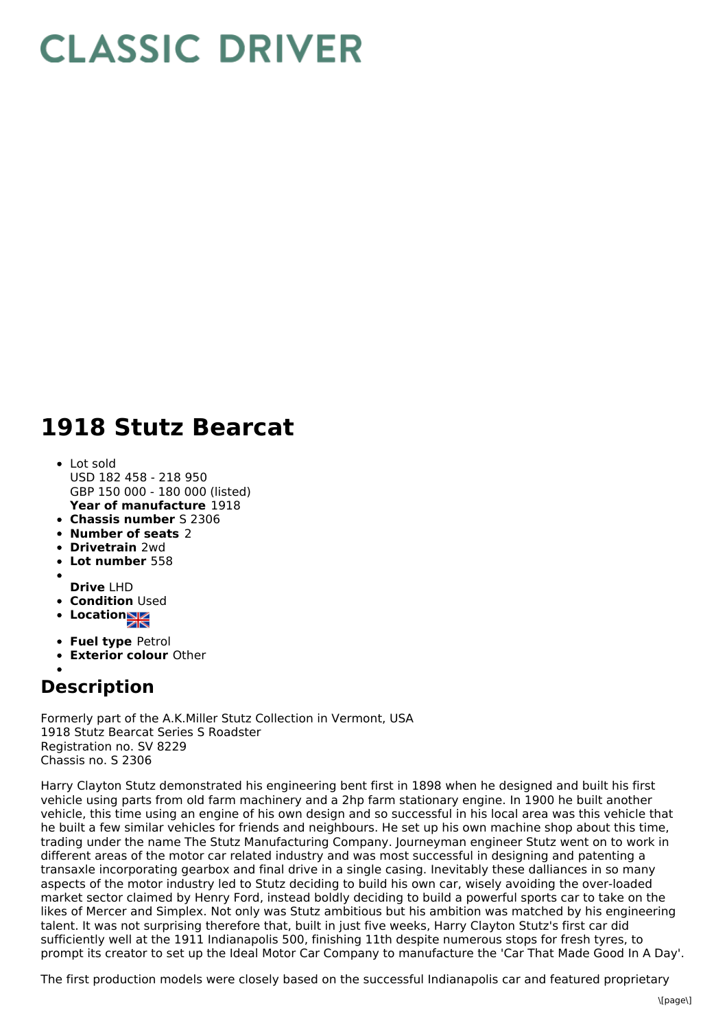# CLASSIC DRIVER

# 1918 Stutz Bearcat

- Lot sold
  USD 182 458 - 218 950
  GBP 150 000 - 180 000 (listed)
  **Year of manufacture** 1918
- **Chassis number** S 2306
- **Number of seats** 2
- **Drivetrain** 2wd
- **Lot number** 558
- **Drive** LHD
- **Condition** Used
- **Location**
- **Fuel type** Petrol
- **Exterior colour** Other

## Description

Formerly part of the A.K.Miller Stutz Collection in Vermont, USA
1918 Stutz Bearcat Series S Roadster
Registration no. SV 8229
Chassis no. S 2306

Harry Clayton Stutz demonstrated his engineering bent first in 1898 when he designed and built his first vehicle using parts from old farm machinery and a 2hp farm stationary engine. In 1900 he built another vehicle, this time using an engine of his own design and so successful in his local area was this vehicle that he built a few similar vehicles for friends and neighbours. He set up his own machine shop about this time, trading under the name The Stutz Manufacturing Company. Journeyman engineer Stutz went on to work in different areas of the motor car related industry and was most successful in designing and patenting a transaxle incorporating gearbox and final drive in a single casing. Inevitably these dalliances in so many aspects of the motor industry led to Stutz deciding to build his own car, wisely avoiding the over-loaded market sector claimed by Henry Ford, instead boldly deciding to build a powerful sports car to take on the likes of Mercer and Simplex. Not only was Stutz ambitious but his ambition was matched by his engineering talent. It was not surprising therefore that, built in just five weeks, Harry Clayton Stutz's first car did sufficiently well at the 1911 Indianapolis 500, finishing 11th despite numerous stops for fresh tyres, to prompt its creator to set up the Ideal Motor Car Company to manufacture the 'Car That Made Good In A Day'.

The first production models were closely based on the successful Indianapolis car and featured proprietary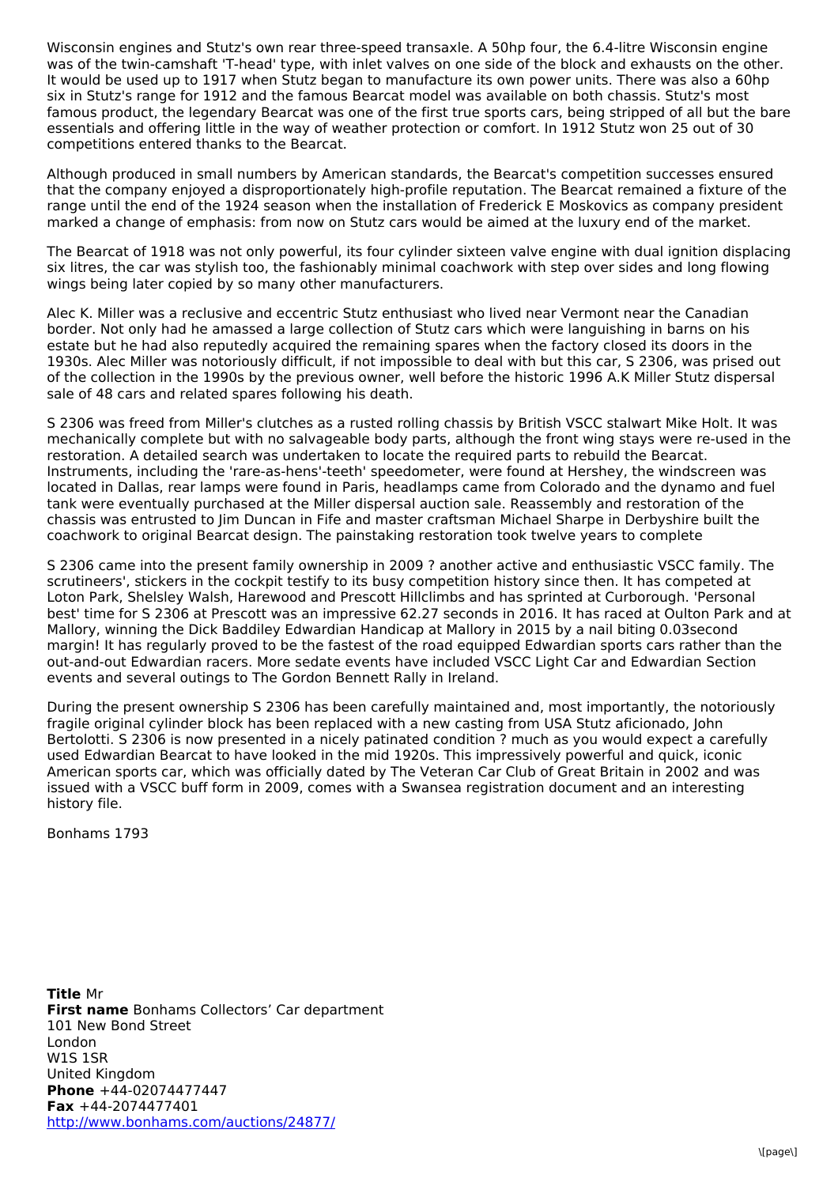Wisconsin engines and Stutz's own rear three-speed transaxle. A 50hp four, the 6.4-litre Wisconsin engine was of the twin-camshaft 'T-head' type, with inlet valves on one side of the block and exhausts on the other. It would be used up to 1917 when Stutz began to manufacture its own power units. There was also a 60hp six in Stutz's range for 1912 and the famous Bearcat model was available on both chassis. Stutz's most famous product, the legendary Bearcat was one of the first true sports cars, being stripped of all but the bare essentials and offering little in the way of weather protection or comfort. In 1912 Stutz won 25 out of 30 competitions entered thanks to the Bearcat.

Although produced in small numbers by American standards, the Bearcat's competition successes ensured that the company enjoyed a disproportionately high-profile reputation. The Bearcat remained a fixture of the range until the end of the 1924 season when the installation of Frederick E Moskovics as company president marked a change of emphasis: from now on Stutz cars would be aimed at the luxury end of the market.

The Bearcat of 1918 was not only powerful, its four cylinder sixteen valve engine with dual ignition displacing six litres, the car was stylish too, the fashionably minimal coachwork with step over sides and long flowing wings being later copied by so many other manufacturers.

Alec K. Miller was a reclusive and eccentric Stutz enthusiast who lived near Vermont near the Canadian border. Not only had he amassed a large collection of Stutz cars which were languishing in barns on his estate but he had also reputedly acquired the remaining spares when the factory closed its doors in the 1930s. Alec Miller was notoriously difficult, if not impossible to deal with but this car, S 2306, was prised out of the collection in the 1990s by the previous owner, well before the historic 1996 A.K Miller Stutz dispersal sale of 48 cars and related spares following his death.

S 2306 was freed from Miller's clutches as a rusted rolling chassis by British VSCC stalwart Mike Holt. It was mechanically complete but with no salvageable body parts, although the front wing stays were re-used in the restoration. A detailed search was undertaken to locate the required parts to rebuild the Bearcat. Instruments, including the 'rare-as-hens'-teeth' speedometer, were found at Hershey, the windscreen was located in Dallas, rear lamps were found in Paris, headlamps came from Colorado and the dynamo and fuel tank were eventually purchased at the Miller dispersal auction sale. Reassembly and restoration of the chassis was entrusted to Jim Duncan in Fife and master craftsman Michael Sharpe in Derbyshire built the coachwork to original Bearcat design. The painstaking restoration took twelve years to complete

S 2306 came into the present family ownership in 2009 ? another active and enthusiastic VSCC family. The scrutineers', stickers in the cockpit testify to its busy competition history since then. It has competed at Loton Park, Shelsley Walsh, Harewood and Prescott Hillclimbs and has sprinted at Curborough. 'Personal best' time for S 2306 at Prescott was an impressive 62.27 seconds in 2016. It has raced at Oulton Park and at Mallory, winning the Dick Baddiley Edwardian Handicap at Mallory in 2015 by a nail biting 0.03second margin! It has regularly proved to be the fastest of the road equipped Edwardian sports cars rather than the out-and-out Edwardian racers. More sedate events have included VSCC Light Car and Edwardian Section events and several outings to The Gordon Bennett Rally in Ireland.

During the present ownership S 2306 has been carefully maintained and, most importantly, the notoriously fragile original cylinder block has been replaced with a new casting from USA Stutz aficionado, John Bertolotti. S 2306 is now presented in a nicely patinated condition ? much as you would expect a carefully used Edwardian Bearcat to have looked in the mid 1920s. This impressively powerful and quick, iconic American sports car, which was officially dated by The Veteran Car Club of Great Britain in 2002 and was issued with a VSCC buff form in 2009, comes with a Swansea registration document and an interesting history file.

Bonhams 1793

**Title** Mr
**First name** Bonhams Collectors' Car department
101 New Bond Street
London
W1S 1SR
United Kingdom
**Phone** +44-02074477447
**Fax** +44-2074477401
http://www.bonhams.com/auctions/24877/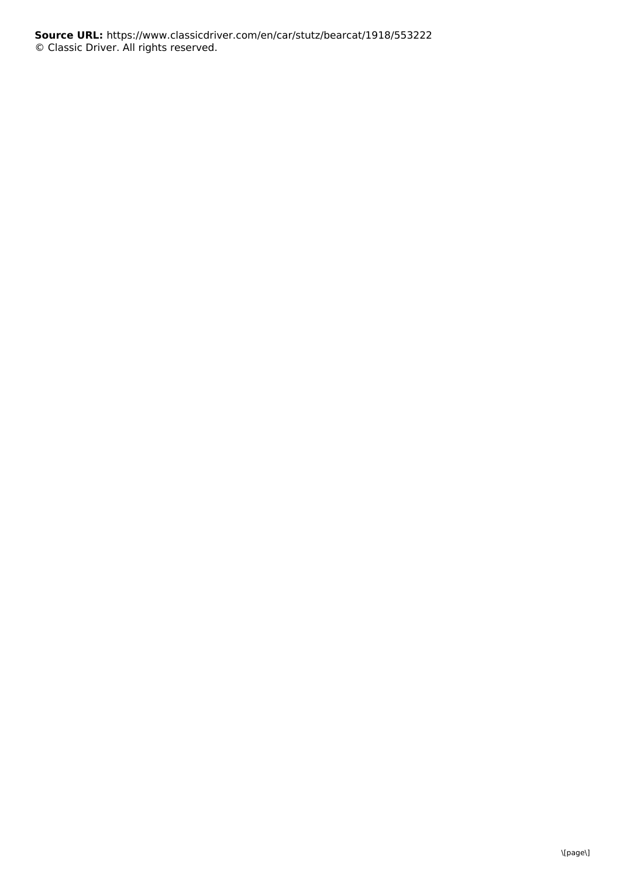**Source URL:** https://www.classicdriver.com/en/car/stutz/bearcat/1918/553222
© Classic Driver. All rights reserved.